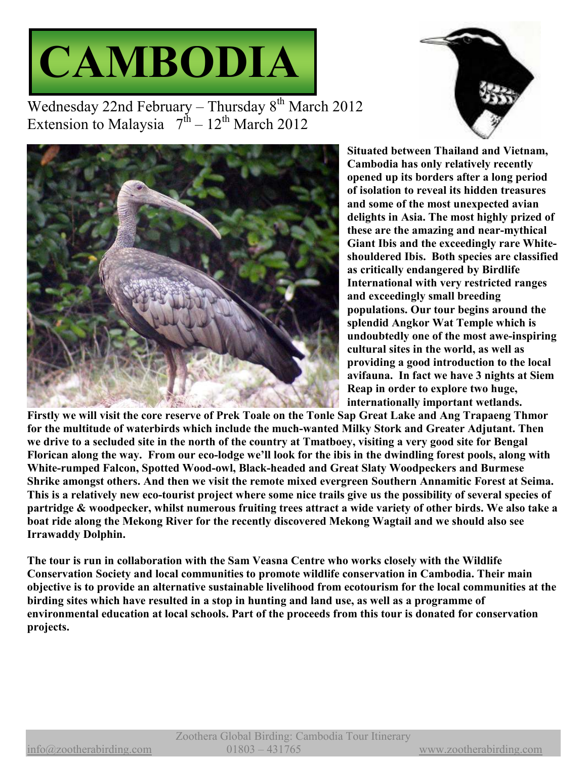# CAMBODIA

Wednesday 22nd February – Thursday 8th March 2012
Extension to Malaysia 7th – 12th March 2012

**Situated between Thailand and Vietnam, Cambodia has only relatively recently opened up its borders after a long period of isolation to reveal its hidden treasures and some of the most unexpected avian delights in Asia. The most highly prized of these are the amazing and near-mythical Giant Ibis and the exceedingly rare White-shouldered Ibis. Both species are classified as critically endangered by Birdlife International with very restricted ranges and exceedingly small breeding populations. Our tour begins around the splendid Angkor Wat Temple which is undoubtedly one of the most awe-inspiring cultural sites in the world, as well as providing a good introduction to the local avifauna. In fact we have 3 nights at Siem Reap in order to explore two huge, internationally important wetlands. Firstly we will visit the core reserve of Prek Toale on the Tonle Sap Great Lake and Ang Trapaeng Thmor for the multitude of waterbirds which include the much-wanted Milky Stork and Greater Adjutant. Then we drive to a secluded site in the north of the country at Tmatboey, visiting a very good site for Bengal Florican along the way. From our eco-lodge we'll look for the ibis in the dwindling forest pools, along with White-rumped Falcon, Spotted Wood-owl, Black-headed and Great Slaty Woodpeckers and Burmese Shrike amongst others. And then we visit the remote mixed evergreen Southern Annamitic Forest at Seima. This is a relatively new eco-tourist project where some nice trails give us the possibility of several species of partridge & woodpecker, whilst numerous fruiting trees attract a wide variety of other birds. We also take a boat ride along the Mekong River for the recently discovered Mekong Wagtail and we should also see Irrawaddy Dolphin.**

**The tour is run in collaboration with the Sam Veasna Centre who works closely with the Wildlife Conservation Society and local communities to promote wildlife conservation in Cambodia. Their main objective is to provide an alternative sustainable livelihood from ecotourism for the local communities at the birding sites which have resulted in a stop in hunting and land use, as well as a programme of environmental education at local schools. Part of the proceeds from this tour is donated for conservation projects.**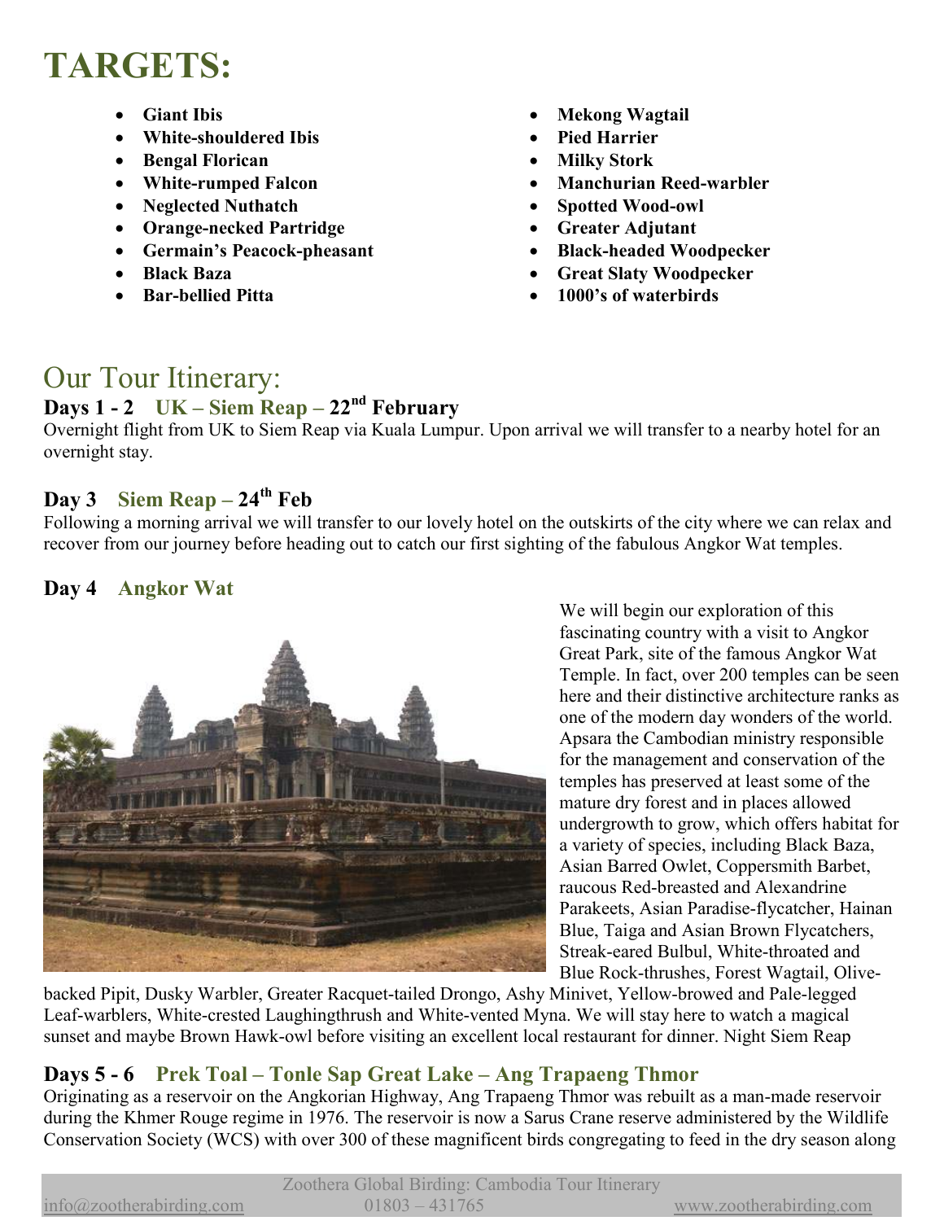# TARGETS:

- **Giant Ibis**
- **White-shouldered Ibis**
- **Bengal Florican**
- **White-rumped Falcon**
- **Neglected Nuthatch**
- **Orange-necked Partridge**
- **Germain's Peacock-pheasant**
- **Black Baza**
- **Bar-bellied Pitta**
- **Mekong Wagtail**
- **Pied Harrier**
- **Milky Stork**
- **Manchurian Reed-warbler**
- **Spotted Wood-owl**
- **Greater Adjutant**
- **Black-headed Woodpecker**
- **Great Slaty Woodpecker**
- **1000's of waterbirds**

## Our Tour Itinerary:

### Days 1 - 2 UK – Siem Reap – 22nd February

Overnight flight from UK to Siem Reap via Kuala Lumpur. Upon arrival we will transfer to a nearby hotel for an overnight stay.

### Day 3 Siem Reap – 24th Feb

Following a morning arrival we will transfer to our lovely hotel on the outskirts of the city where we can relax and recover from our journey before heading out to catch our first sighting of the fabulous Angkor Wat temples.

### Day 4 Angkor Wat

We will begin our exploration of this fascinating country with a visit to Angkor Great Park, site of the famous Angkor Wat Temple. In fact, over 200 temples can be seen here and their distinctive architecture ranks as one of the modern day wonders of the world. Apsara the Cambodian ministry responsible for the management and conservation of the temples has preserved at least some of the mature dry forest and in places allowed undergrowth to grow, which offers habitat for a variety of species, including Black Baza, Asian Barred Owlet, Coppersmith Barbet, raucous Red-breasted and Alexandrine Parakeets, Asian Paradise-flycatcher, Hainan Blue, Taiga and Asian Brown Flycatchers, Streak-eared Bulbul, White-throated and Blue Rock-thrushes, Forest Wagtail, Olive-backed Pipit, Dusky Warbler, Greater Racquet-tailed Drongo, Ashy Minivet, Yellow-browed and Pale-legged Leaf-warblers, White-crested Laughingthrush and White-vented Myna. We will stay here to watch a magical sunset and maybe Brown Hawk-owl before visiting an excellent local restaurant for dinner. Night Siem Reap

### Days 5 - 6 Prek Toal – Tonle Sap Great Lake – Ang Trapaeng Thmor

Originating as a reservoir on the Angkorian Highway, Ang Trapaeng Thmor was rebuilt as a man-made reservoir during the Khmer Rouge regime in 1976. The reservoir is now a Sarus Crane reserve administered by the Wildlife Conservation Society (WCS) with over 300 of these magnificent birds congregating to feed in the dry season along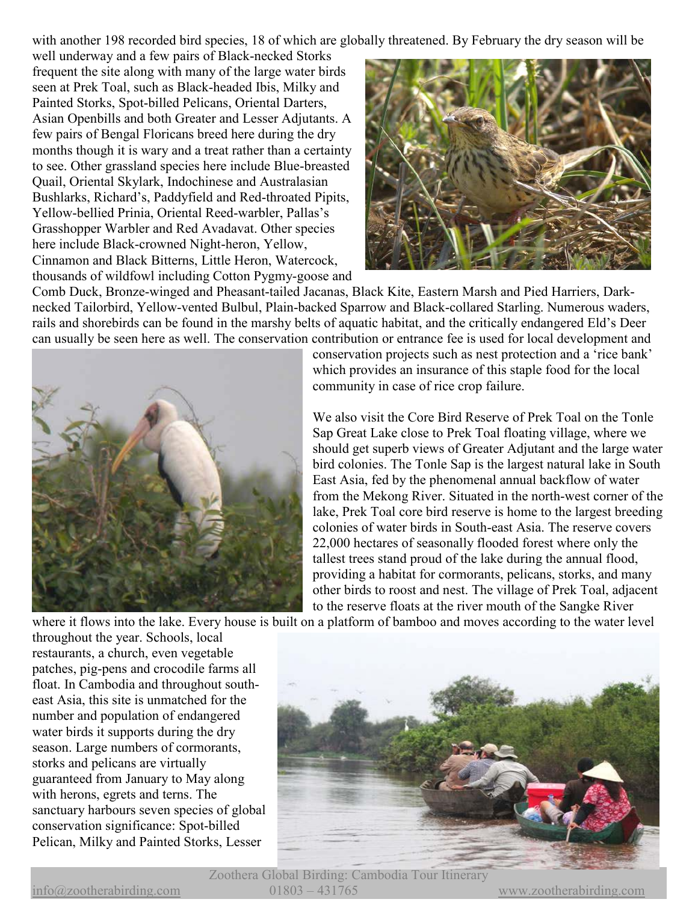with another 198 recorded bird species, 18 of which are globally threatened. By February the dry season will be well underway and a few pairs of Black-necked Storks frequent the site along with many of the large water birds seen at Prek Toal, such as Black-headed Ibis, Milky and Painted Storks, Spot-billed Pelicans, Oriental Darters, Asian Openbills and both Greater and Lesser Adjutants. A few pairs of Bengal Floricans breed here during the dry months though it is wary and a treat rather than a certainty to see. Other grassland species here include Blue-breasted Quail, Oriental Skylark, Indochinese and Australasian Bushlarks, Richard's, Paddyfield and Red-throated Pipits, Yellow-bellied Prinia, Oriental Reed-warbler, Pallas's Grasshopper Warbler and Red Avadavat. Other species here include Black-crowned Night-heron, Yellow, Cinnamon and Black Bitterns, Little Heron, Watercock, thousands of wildfowl including Cotton Pygmy-goose and Comb Duck, Bronze-winged and Pheasant-tailed Jacanas, Black Kite, Eastern Marsh and Pied Harriers, Dark-necked Tailorbird, Yellow-vented Bulbul, Plain-backed Sparrow and Black-collared Starling. Numerous waders, rails and shorebirds can be found in the marshy belts of aquatic habitat, and the critically endangered Eld's Deer can usually be seen here as well. The conservation contribution or entrance fee is used for local development and conservation projects such as nest protection and a 'rice bank' which provides an insurance of this staple food for the local community in case of rice crop failure.

We also visit the Core Bird Reserve of Prek Toal on the Tonle Sap Great Lake close to Prek Toal floating village, where we should get superb views of Greater Adjutant and the large water bird colonies. The Tonle Sap is the largest natural lake in South East Asia, fed by the phenomenal annual backflow of water from the Mekong River. Situated in the north-west corner of the lake, Prek Toal core bird reserve is home to the largest breeding colonies of water birds in South-east Asia. The reserve covers 22,000 hectares of seasonally flooded forest where only the tallest trees stand proud of the lake during the annual flood, providing a habitat for cormorants, pelicans, storks, and many other birds to roost and nest. The village of Prek Toal, adjacent to the reserve floats at the river mouth of the Sangke River where it flows into the lake. Every house is built on a platform of bamboo and moves according to the water level throughout the year. Schools, local restaurants, a church, even vegetable patches, pig-pens and crocodile farms all float. In Cambodia and throughout south-east Asia, this site is unmatched for the number and population of endangered water birds it supports during the dry season. Large numbers of cormorants, storks and pelicans are virtually guaranteed from January to May along with herons, egrets and terns. The sanctuary harbours seven species of global conservation significance: Spot-billed Pelican, Milky and Painted Storks, Lesser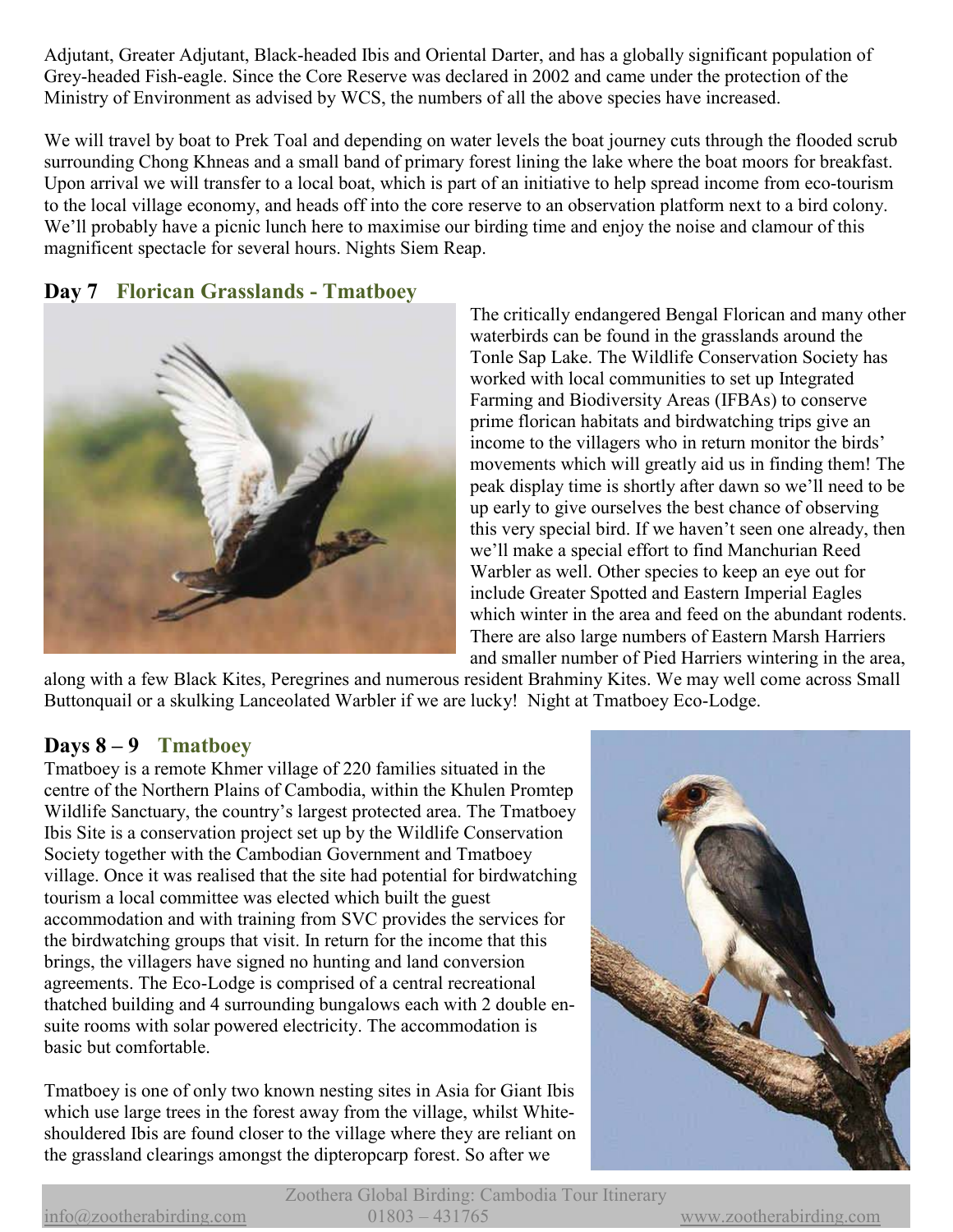Adjutant, Greater Adjutant, Black-headed Ibis and Oriental Darter, and has a globally significant population of Grey-headed Fish-eagle. Since the Core Reserve was declared in 2002 and came under the protection of the Ministry of Environment as advised by WCS, the numbers of all the above species have increased.

We will travel by boat to Prek Toal and depending on water levels the boat journey cuts through the flooded scrub surrounding Chong Khneas and a small band of primary forest lining the lake where the boat moors for breakfast. Upon arrival we will transfer to a local boat, which is part of an initiative to help spread income from eco-tourism to the local village economy, and heads off into the core reserve to an observation platform next to a bird colony. We'll probably have a picnic lunch here to maximise our birding time and enjoy the noise and clamour of this magnificent spectacle for several hours. Nights Siem Reap.

## Day 7 Florican Grasslands - Tmatboey

The critically endangered Bengal Florican and many other waterbirds can be found in the grasslands around the Tonle Sap Lake. The Wildlife Conservation Society has worked with local communities to set up Integrated Farming and Biodiversity Areas (IFBAs) to conserve prime florican habitats and birdwatching trips give an income to the villagers who in return monitor the birds' movements which will greatly aid us in finding them! The peak display time is shortly after dawn so we'll need to be up early to give ourselves the best chance of observing this very special bird. If we haven't seen one already, then we'll make a special effort to find Manchurian Reed Warbler as well. Other species to keep an eye out for include Greater Spotted and Eastern Imperial Eagles which winter in the area and feed on the abundant rodents. There are also large numbers of Eastern Marsh Harriers and smaller number of Pied Harriers wintering in the area, along with a few Black Kites, Peregrines and numerous resident Brahminy Kites. We may well come across Small Buttonquail or a skulking Lanceolated Warbler if we are lucky! Night at Tmatboey Eco-Lodge.

## Days 8 – 9 Tmatboey

Tmatboey is a remote Khmer village of 220 families situated in the centre of the Northern Plains of Cambodia, within the Khulen Promtep Wildlife Sanctuary, the country's largest protected area. The Tmatboey Ibis Site is a conservation project set up by the Wildlife Conservation Society together with the Cambodian Government and Tmatboey village. Once it was realised that the site had potential for birdwatching tourism a local committee was elected which built the guest accommodation and with training from SVC provides the services for the birdwatching groups that visit. In return for the income that this brings, the villagers have signed no hunting and land conversion agreements. The Eco-Lodge is comprised of a central recreational thatched building and 4 surrounding bungalows each with 2 double en-suite rooms with solar powered electricity. The accommodation is basic but comfortable.

Tmatboey is one of only two known nesting sites in Asia for Giant Ibis which use large trees in the forest away from the village, whilst White-shouldered Ibis are found closer to the village where they are reliant on the grassland clearings amongst the dipteropcarp forest. So after we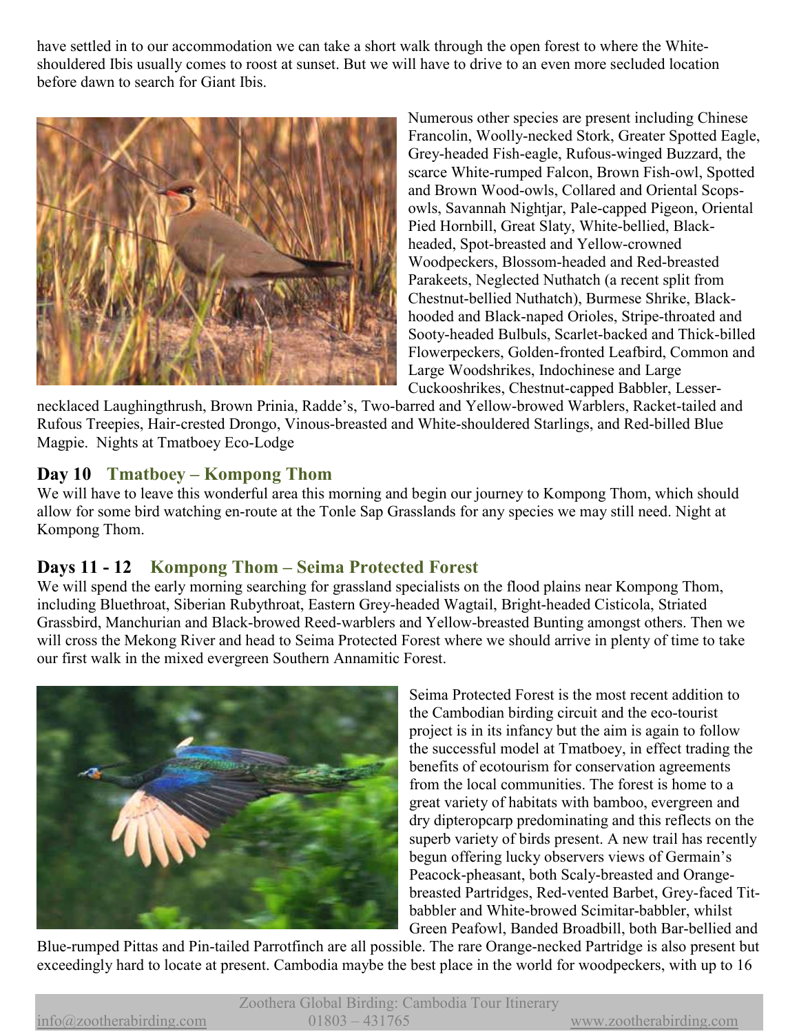have settled in to our accommodation we can take a short walk through the open forest to where the White-shouldered Ibis usually comes to roost at sunset. But we will have to drive to an even more secluded location before dawn to search for Giant Ibis.

Numerous other species are present including Chinese Francolin, Woolly-necked Stork, Greater Spotted Eagle, Grey-headed Fish-eagle, Rufous-winged Buzzard, the scarce White-rumped Falcon, Brown Fish-owl, Spotted and Brown Wood-owls, Collared and Oriental Scops-owls, Savannah Nightjar, Pale-capped Pigeon, Oriental Pied Hornbill, Great Slaty, White-bellied, Black-headed, Spot-breasted and Yellow-crowned Woodpeckers, Blossom-headed and Red-breasted Parakeets, Neglected Nuthatch (a recent split from Chestnut-bellied Nuthatch), Burmese Shrike, Black-hooded and Black-naped Orioles, Stripe-throated and Sooty-headed Bulbuls, Scarlet-backed and Thick-billed Flowerpeckers, Golden-fronted Leafbird, Common and Large Woodshrikes, Indochinese and Large Cuckooshrikes, Chestnut-capped Babbler, Lesser-necklaced Laughingthrush, Brown Prinia, Radde's, Two-barred and Yellow-browed Warblers, Racket-tailed and Rufous Treepies, Hair-crested Drongo, Vinous-breasted and White-shouldered Starlings, and Red-billed Blue Magpie. Nights at Tmatboey Eco-Lodge

## Day 10 Tmatboey – Kompong Thom

We will have to leave this wonderful area this morning and begin our journey to Kompong Thom, which should allow for some bird watching en-route at the Tonle Sap Grasslands for any species we may still need. Night at Kompong Thom.

## Days 11 - 12 Kompong Thom – Seima Protected Forest

We will spend the early morning searching for grassland specialists on the flood plains near Kompong Thom, including Bluethroat, Siberian Rubythroat, Eastern Grey-headed Wagtail, Bright-headed Cisticola, Striated Grassbird, Manchurian and Black-browed Reed-warblers and Yellow-breasted Bunting amongst others. Then we will cross the Mekong River and head to Seima Protected Forest where we should arrive in plenty of time to take our first walk in the mixed evergreen Southern Annamitic Forest.

Seima Protected Forest is the most recent addition to the Cambodian birding circuit and the eco-tourist project is in its infancy but the aim is again to follow the successful model at Tmatboey, in effect trading the benefits of ecotourism for conservation agreements from the local communities. The forest is home to a great variety of habitats with bamboo, evergreen and dry dipteropcarp predominating and this reflects on the superb variety of birds present. A new trail has recently begun offering lucky observers views of Germain's Peacock-pheasant, both Scaly-breasted and Orange-breasted Partridges, Red-vented Barbet, Grey-faced Tit-babbler and White-browed Scimitar-babbler, whilst Green Peafowl, Banded Broadbill, both Bar-bellied and Blue-rumped Pittas and Pin-tailed Parrotfinch are all possible. The rare Orange-necked Partridge is also present but exceedingly hard to locate at present. Cambodia maybe the best place in the world for woodpeckers, with up to 16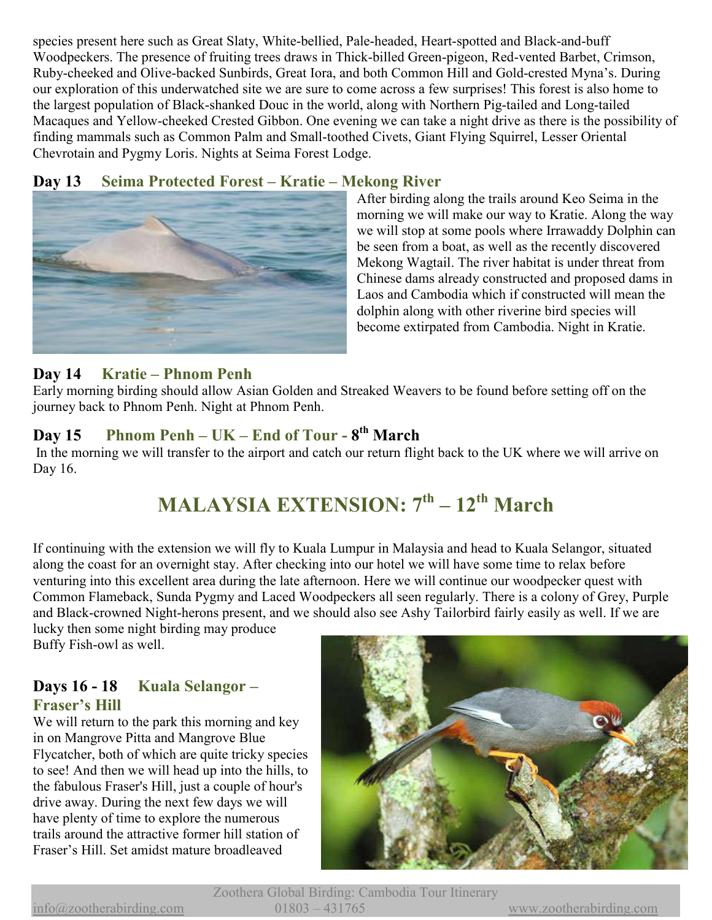species present here such as Great Slaty, White-bellied, Pale-headed, Heart-spotted and Black-and-buff Woodpeckers. The presence of fruiting trees draws in Thick-billed Green-pigeon, Red-vented Barbet, Crimson, Ruby-cheeked and Olive-backed Sunbirds, Great Iora, and both Common Hill and Gold-crested Myna's. During our exploration of this underwatched site we are sure to come across a few surprises! This forest is also home to the largest population of Black-shanked Douc in the world, along with Northern Pig-tailed and Long-tailed Macaques and Yellow-cheeked Crested Gibbon. One evening we can take a night drive as there is the possibility of finding mammals such as Common Palm and Small-toothed Civets, Giant Flying Squirrel, Lesser Oriental Chevrotain and Pygmy Loris. Nights at Seima Forest Lodge.

### Day 13 Seima Protected Forest – Kratie – Mekong River

After birding along the trails around Keo Seima in the morning we will make our way to Kratie. Along the way we will stop at some pools where Irrawaddy Dolphin can be seen from a boat, as well as the recently discovered Mekong Wagtail. The river habitat is under threat from Chinese dams already constructed and proposed dams in Laos and Cambodia which if constructed will mean the dolphin along with other riverine bird species will become extirpated from Cambodia. Night in Kratie.

### Day 14 Kratie – Phnom Penh

Early morning birding should allow Asian Golden and Streaked Weavers to be found before setting off on the journey back to Phnom Penh. Night at Phnom Penh.

### Day 15 Phnom Penh – UK – End of Tour - 8th March

In the morning we will transfer to the airport and catch our return flight back to the UK where we will arrive on Day 16.

## MALAYSIA EXTENSION: 7th – 12th March

If continuing with the extension we will fly to Kuala Lumpur in Malaysia and head to Kuala Selangor, situated along the coast for an overnight stay. After checking into our hotel we will have some time to relax before venturing into this excellent area during the late afternoon. Here we will continue our woodpecker quest with Common Flameback, Sunda Pygmy and Laced Woodpeckers all seen regularly. There is a colony of Grey, Purple and Black-crowned Night-herons present, and we should also see Ashy Tailorbird fairly easily as well. If we are lucky then some night birding may produce Buffy Fish-owl as well.

### Days 16 - 18 Kuala Selangor – Fraser's Hill

We will return to the park this morning and key in on Mangrove Pitta and Mangrove Blue Flycatcher, both of which are quite tricky species to see! And then we will head up into the hills, to the fabulous Fraser's Hill, just a couple of hour's drive away. During the next few days we will have plenty of time to explore the numerous trails around the attractive former hill station of Fraser's Hill. Set amidst mature broadleaved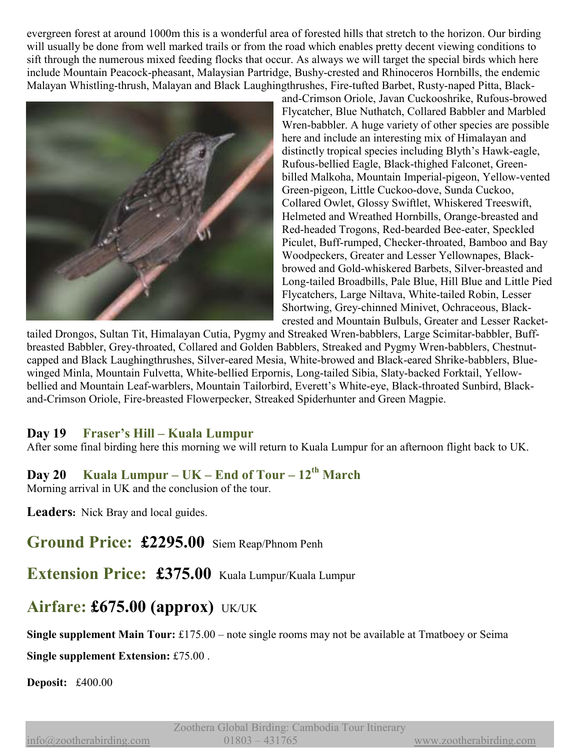evergreen forest at around 1000m this is a wonderful area of forested hills that stretch to the horizon. Our birding will usually be done from well marked trails or from the road which enables pretty decent viewing conditions to sift through the numerous mixed feeding flocks that occur. As always we will target the special birds which here include Mountain Peacock-pheasant, Malaysian Partridge, Bushy-crested and Rhinoceros Hornbills, the endemic Malayan Whistling-thrush, Malayan and Black Laughingthrushes, Fire-tufted Barbet, Rusty-naped Pitta, Black-and-Crimson Oriole, Javan Cuckooshrike, Rufous-browed Flycatcher, Blue Nuthatch, Collared Babbler and Marbled Wren-babbler. A huge variety of other species are possible here and include an interesting mix of Himalayan and distinctly tropical species including Blyth's Hawk-eagle, Rufous-bellied Eagle, Black-thighed Falconet, Green-billed Malkoha, Mountain Imperial-pigeon, Yellow-vented Green-pigeon, Little Cuckoo-dove, Sunda Cuckoo, Collared Owlet, Glossy Swiftlet, Whiskered Treeswift, Helmeted and Wreathed Hornbills, Orange-breasted and Red-headed Trogons, Red-bearded Bee-eater, Speckled Piculet, Buff-rumped, Checker-throated, Bamboo and Bay Woodpeckers, Greater and Lesser Yellownapes, Black-browed and Gold-whiskered Barbets, Silver-breasted and Long-tailed Broadbills, Pale Blue, Hill Blue and Little Pied Flycatchers, Large Niltava, White-tailed Robin, Lesser Shortwing, Grey-chinned Minivet, Ochraceous, Black-crested and Mountain Bulbuls, Greater and Lesser Racket-tailed Drongos, Sultan Tit, Himalayan Cutia, Pygmy and Streaked Wren-babblers, Large Scimitar-babbler, Buff-breasted Babbler, Grey-throated, Collared and Golden Babblers, Streaked and Pygmy Wren-babblers, Chestnut-capped and Black Laughingthrushes, Silver-eared Mesia, White-browed and Black-eared Shrike-babblers, Blue-winged Minla, Mountain Fulvetta, White-bellied Erpornis, Long-tailed Sibia, Slaty-backed Forktail, Yellow-bellied and Mountain Leaf-warblers, Mountain Tailorbird, Everett's White-eye, Black-throated Sunbird, Black-and-Crimson Oriole, Fire-breasted Flowerpecker, Streaked Spiderhunter and Green Magpie.

### Day 19 Fraser's Hill – Kuala Lumpur

After some final birding here this morning we will return to Kuala Lumpur for an afternoon flight back to UK.

### Day 20 Kuala Lumpur – UK – End of Tour – 12th March

Morning arrival in UK and the conclusion of the tour.

**Leaders:** Nick Bray and local guides.

## Ground Price: £2295.00 Siem Reap/Phnom Penh

## Extension Price: £375.00 Kuala Lumpur/Kuala Lumpur

## Airfare: £675.00 (approx) UK/UK

**Single supplement Main Tour:** £175.00 – note single rooms may not be available at Tmatboey or Seima

**Single supplement Extension:** £75.00 .

**Deposit:** £400.00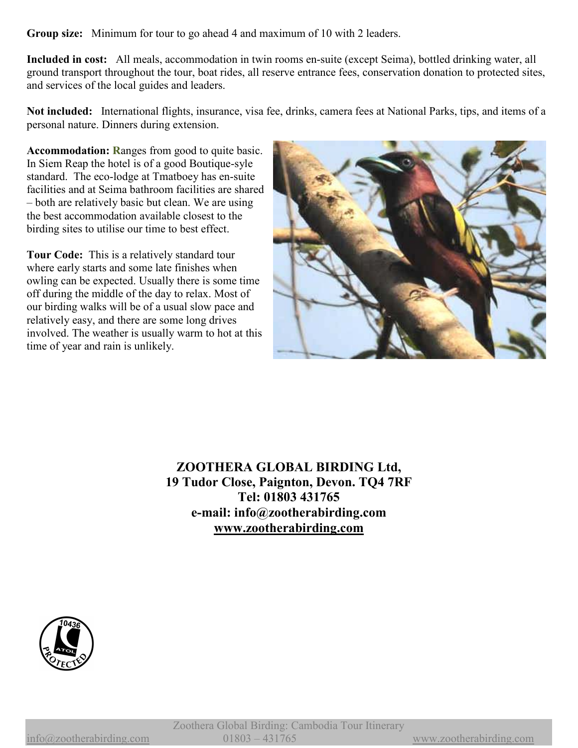**Group size:** Minimum for tour to go ahead 4 and maximum of 10 with 2 leaders.

**Included in cost:** All meals, accommodation in twin rooms en-suite (except Seima), bottled drinking water, all ground transport throughout the tour, boat rides, all reserve entrance fees, conservation donation to protected sites, and services of the local guides and leaders.

**Not included:** International flights, insurance, visa fee, drinks, camera fees at National Parks, tips, and items of a personal nature. Dinners during extension.

**Accommodation:** Ranges from good to quite basic. In Siem Reap the hotel is of a good Boutique-syle standard. The eco-lodge at Tmatboey has en-suite facilities and at Seima bathroom facilities are shared – both are relatively basic but clean. We are using the best accommodation available closest to the birding sites to utilise our time to best effect.

**Tour Code:** This is a relatively standard tour where early starts and some late finishes when owling can be expected. Usually there is some time off during the middle of the day to relax. Most of our birding walks will be of a usual slow pace and relatively easy, and there are some long drives involved. The weather is usually warm to hot at this time of year and rain is unlikely.

**ZOOTHERA GLOBAL BIRDING Ltd,**
**19 Tudor Close, Paignton, Devon. TQ4 7RF**
**Tel: 01803 431765**
**e-mail: info@zootherabirding.com**
**www.zootherabirding.com**

10436 ATOL PROTECTED